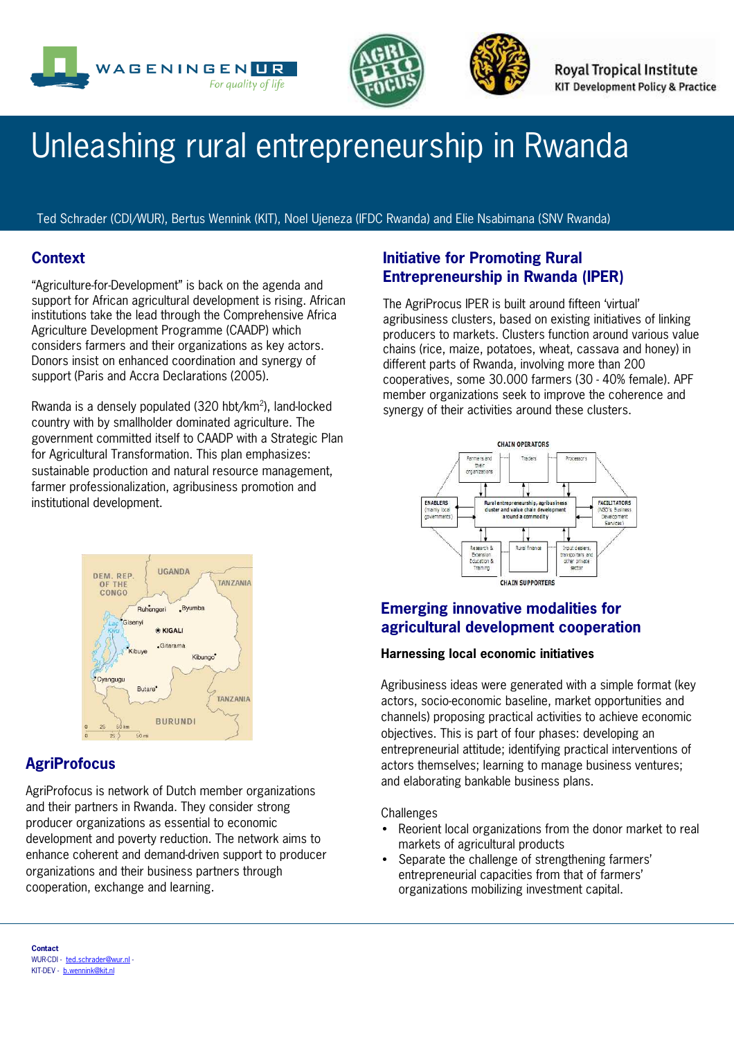Wageningen UR — For quality of life | AgriProFocus | Royal Tropical Institute — KIT Development Policy & Practice

# Unleashing rural entrepreneurship in Rwanda

Ted Schrader (CDI/WUR), Bertus Wennink (KIT), Noel Ujeneza (IFDC Rwanda) and Elie Nsabimana (SNV Rwanda)

## Context

"Agriculture-for-Development" is back on the agenda and support for African agricultural development is rising. African institutions take the lead through the Comprehensive Africa Agriculture Development Programme (CAADP) which considers farmers and their organizations as key actors. Donors insist on enhanced coordination and synergy of support (Paris and Accra Declarations (2005).

Rwanda is a densely populated (320 hbt/km$^2$), land-locked country with by smallholder dominated agriculture. The government committed itself to CAADP with a Strategic Plan for Agricultural Transformation. This plan emphasizes: sustainable production and natural resource management, farmer professionalization, agribusiness promotion and institutional development.

## AgriProfocus

AgriProfocus is network of Dutch member organizations and their partners in Rwanda. They consider strong producer organizations as essential to economic development and poverty reduction. The network aims to enhance coherent and demand-driven support to producer organizations and their business partners through cooperation, exchange and learning.

## Initiative for Promoting Rural Entrepreneurship in Rwanda (IPER)

The AgriProcus IPER is built around fifteen 'virtual' agribusiness clusters, based on existing initiatives of linking producers to markets. Clusters function around various value chains (rice, maize, potatoes, wheat, cassava and honey) in different parts of Rwanda, involving more than 200 cooperatives, some 30.000 farmers (30 - 40% female). APF member organizations seek to improve the coherence and synergy of their activities around these clusters.

## Emerging innovative modalities for agricultural development cooperation

### Harnessing local economic initiatives

Agribusiness ideas were generated with a simple format (key actors, socio-economic baseline, market opportunities and channels) proposing practical activities to achieve economic objectives. This is part of four phases: developing an entrepreneurial attitude; identifying practical interventions of actors themselves; learning to manage business ventures; and elaborating bankable business plans.

Challenges

- Reorient local organizations from the donor market to real markets of agricultural products
- Separate the challenge of strengthening farmers' entrepreneurial capacities from that of farmers' organizations mobilizing investment capital.

**Contact**
WUR-CDI - ted.schrader@wur.nl -
KIT-DEV - b.wennink@kit.nl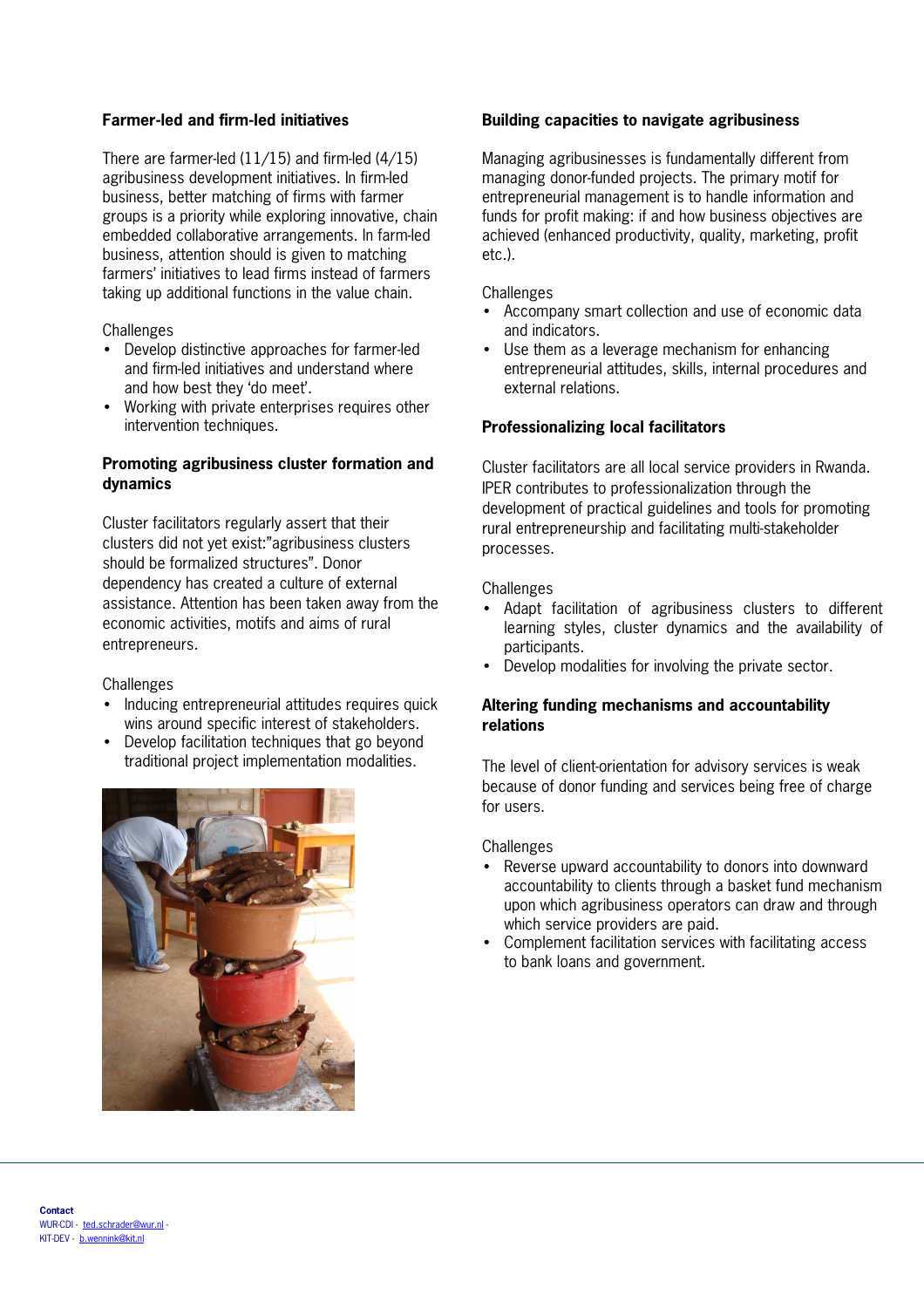### Farmer-led and firm-led initiatives

There are farmer-led (11/15) and firm-led (4/15) agribusiness development initiatives. In firm-led business, better matching of firms with farmer groups is a priority while exploring innovative, chain embedded collaborative arrangements. In farm-led business, attention should is given to matching farmers' initiatives to lead firms instead of farmers taking up additional functions in the value chain.

Challenges

- Develop distinctive approaches for farmer-led and firm-led initiatives and understand where and how best they 'do meet'.
- Working with private enterprises requires other intervention techniques.

### Promoting agribusiness cluster formation and dynamics

Cluster facilitators regularly assert that their clusters did not yet exist:"agribusiness clusters should be formalized structures". Donor dependency has created a culture of external assistance. Attention has been taken away from the economic activities, motifs and aims of rural entrepreneurs.

Challenges

- Inducing entrepreneurial attitudes requires quick wins around specific interest of stakeholders.
- Develop facilitation techniques that go beyond traditional project implementation modalities.

### Building capacities to navigate agribusiness

Managing agribusinesses is fundamentally different from managing donor-funded projects. The primary motif for entrepreneurial management is to handle information and funds for profit making: if and how business objectives are achieved (enhanced productivity, quality, marketing, profit etc.).

Challenges

- Accompany smart collection and use of economic data and indicators.
- Use them as a leverage mechanism for enhancing entrepreneurial attitudes, skills, internal procedures and external relations.

### Professionalizing local facilitators

Cluster facilitators are all local service providers in Rwanda. IPER contributes to professionalization through the development of practical guidelines and tools for promoting rural entrepreneurship and facilitating multi-stakeholder processes.

Challenges

- Adapt facilitation of agribusiness clusters to different learning styles, cluster dynamics and the availability of participants.
- Develop modalities for involving the private sector.

### Altering funding mechanisms and accountability relations

The level of client-orientation for advisory services is weak because of donor funding and services being free of charge for users.

Challenges

- Reverse upward accountability to donors into downward accountability to clients through a basket fund mechanism upon which agribusiness operators can draw and through which service providers are paid.
- Complement facilitation services with facilitating access to bank loans and government.

**Contact**
WUR-CDI - ted.schrader@wur.nl -
KIT-DEV - b.wennink@kit.nl